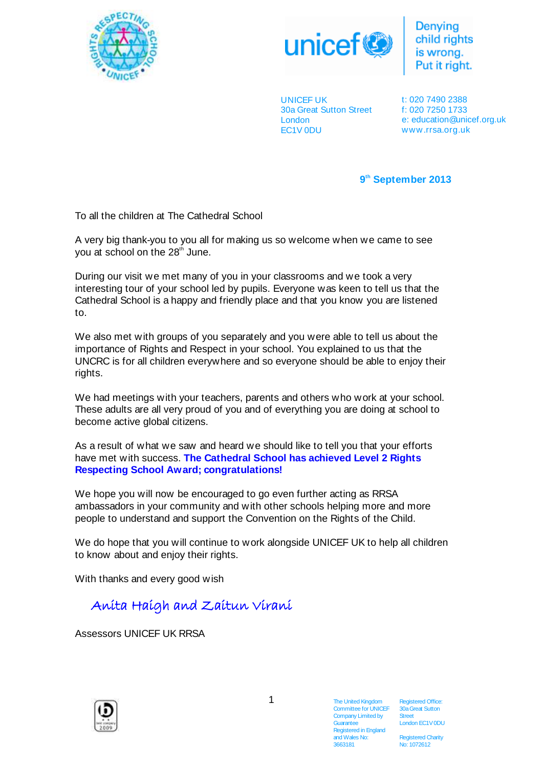UNICEF UK
30a Great Sutton Street
London
EC1V 0DU

t: 020 7490 2388
f: 020 7250 1733
e: education@unicef.org.uk
www.rrsa.org.uk

**9th September 2013**

To all the children at The Cathedral School

A very big thank-you to you all for making us so welcome when we came to see you at school on the 28th June.

During our visit we met many of you in your classrooms and we took a very interesting tour of your school led by pupils. Everyone was keen to tell us that the Cathedral School is a happy and friendly place and that you know you are listened to.

We also met with groups of you separately and you were able to tell us about the importance of Rights and Respect in your school. You explained to us that the UNCRC is for all children everywhere and so everyone should be able to enjoy their rights.

We had meetings with your teachers, parents and others who work at your school. These adults are all very proud of you and of everything you are doing at school to become active global citizens.

As a result of what we saw and heard we should like to tell you that your efforts have met with success. **The Cathedral School has achieved Level 2 Rights Respecting School Award; congratulations!**

We hope you will now be encouraged to go even further acting as RRSA ambassadors in your community and with other schools helping more and more people to understand and support the Convention on the Rights of the Child.

We do hope that you will continue to work alongside UNICEF UK to help all children to know about and enjoy their rights.

With thanks and every good wish

*Anita Haigh and Zaitun Virani*

Assessors UNICEF UK RRSA

The United Kingdom Committee for UNICEF Company Limited by Guarantee Registered in England and Wales No: 3663181

Registered Office: 30a Great Sutton Street London EC1V 0DU

Registered Charity No: 1072612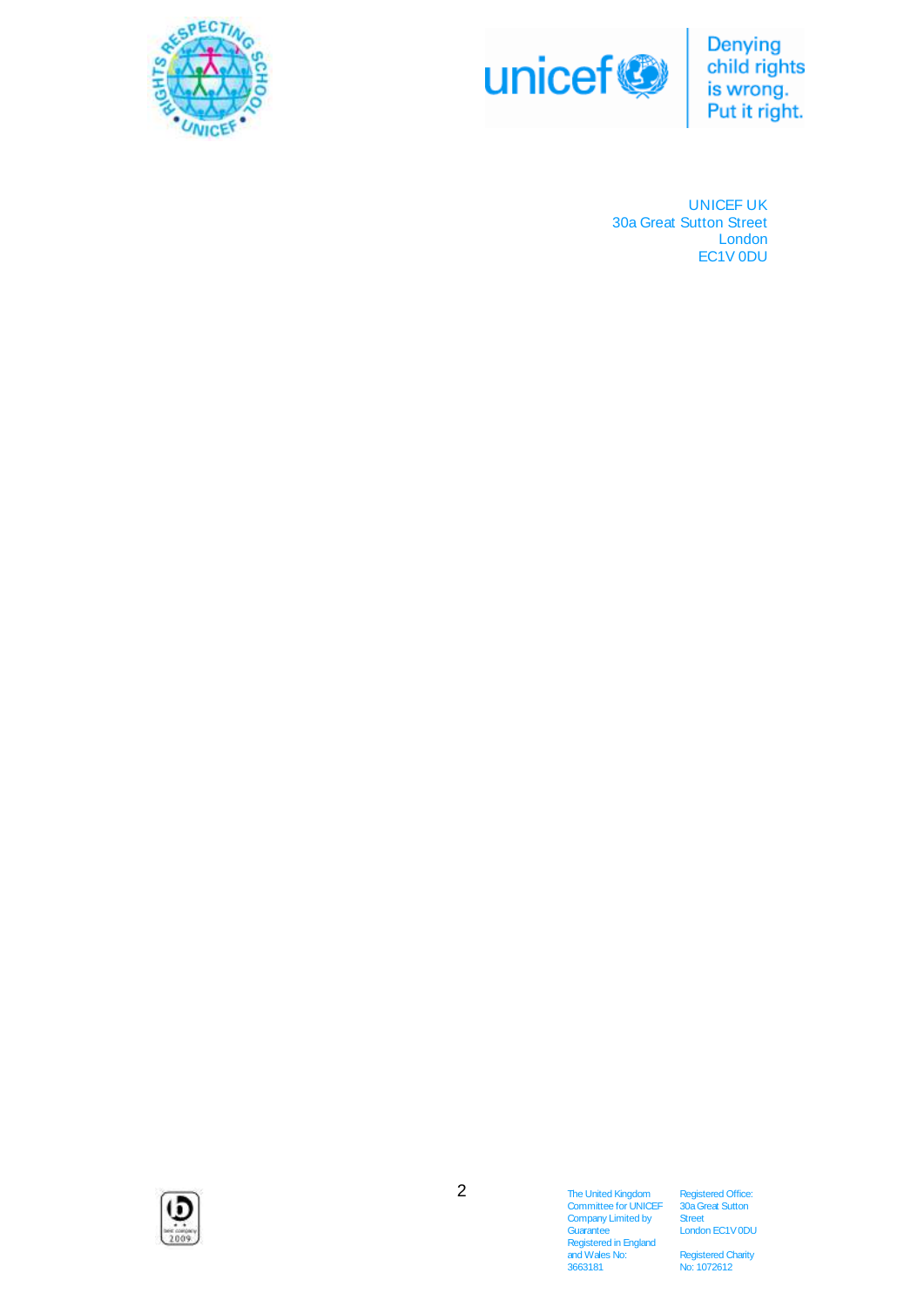Denying child rights is wrong. Put it right.

UNICEF UK
30a Great Sutton Street
London
EC1V 0DU

The United Kingdom Committee for UNICEF Company Limited by Guarantee
Registered in England and Wales No: 3663181

Registered Office: 30a Great Sutton Street
London EC1V 0DU

Registered Charity No: 1072612